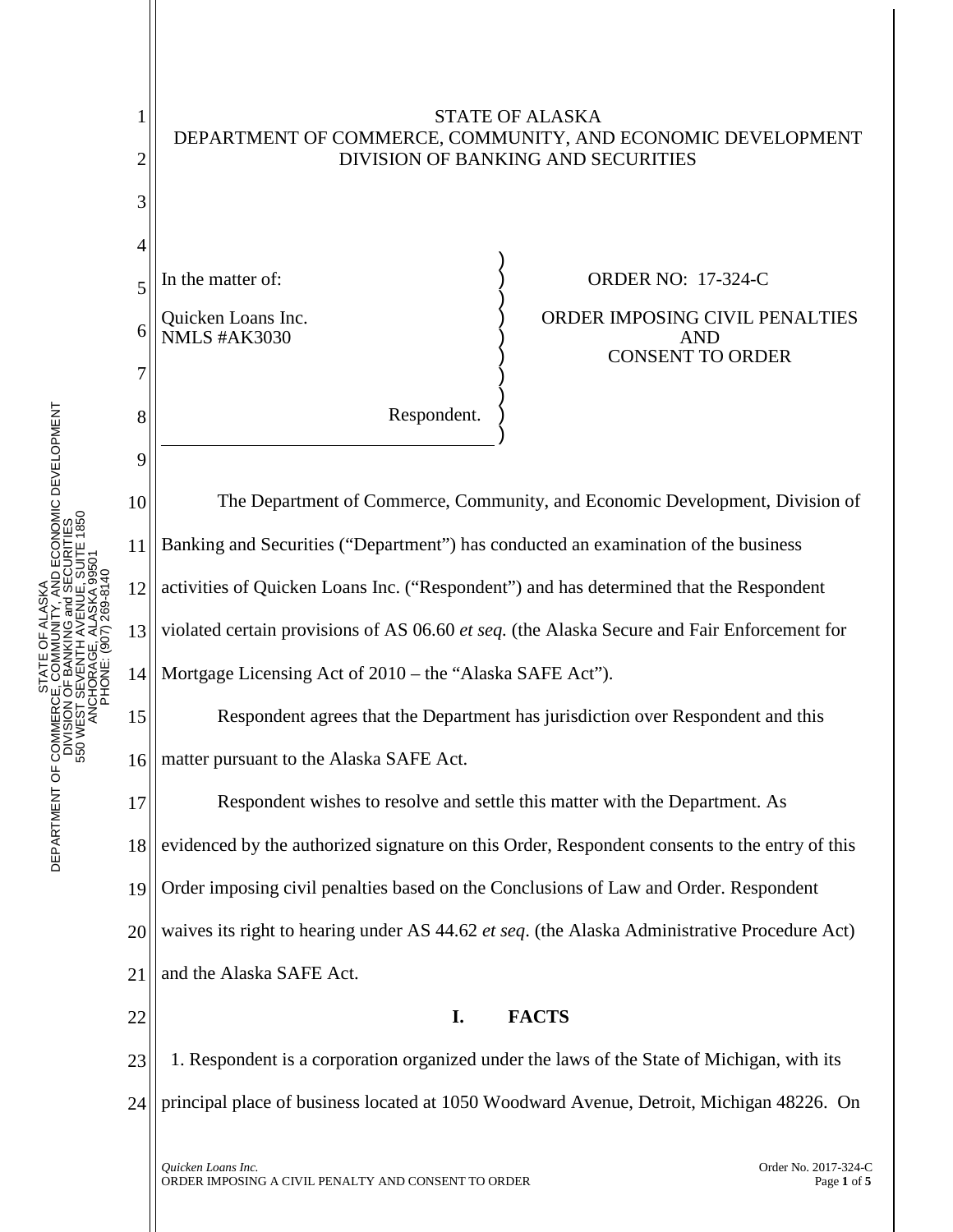STATE OF ALASKA
DEPARTMENT OF COMMERCE, COMMUNITY, AND ECONOMIC DEVELOPMENT
DIVISION OF BANKING AND SECURITIES

In the matter of:

Quicken Loans Inc.
NMLS #AK3030

Respondent.

ORDER NO: 17-324-C

ORDER IMPOSING CIVIL PENALTIES AND CONSENT TO ORDER

The Department of Commerce, Community, and Economic Development, Division of Banking and Securities ("Department") has conducted an examination of the business activities of Quicken Loans Inc. ("Respondent") and has determined that the Respondent violated certain provisions of AS 06.60 *et seq.* (the Alaska Secure and Fair Enforcement for Mortgage Licensing Act of 2010 – the "Alaska SAFE Act").

Respondent agrees that the Department has jurisdiction over Respondent and this matter pursuant to the Alaska SAFE Act.

Respondent wishes to resolve and settle this matter with the Department. As evidenced by the authorized signature on this Order, Respondent consents to the entry of this Order imposing civil penalties based on the Conclusions of Law and Order. Respondent waives its right to hearing under AS 44.62 *et seq*. (the Alaska Administrative Procedure Act) and the Alaska SAFE Act.

## I. FACTS

1. Respondent is a corporation organized under the laws of the State of Michigan, with its principal place of business located at 1050 Woodward Avenue, Detroit, Michigan 48226. On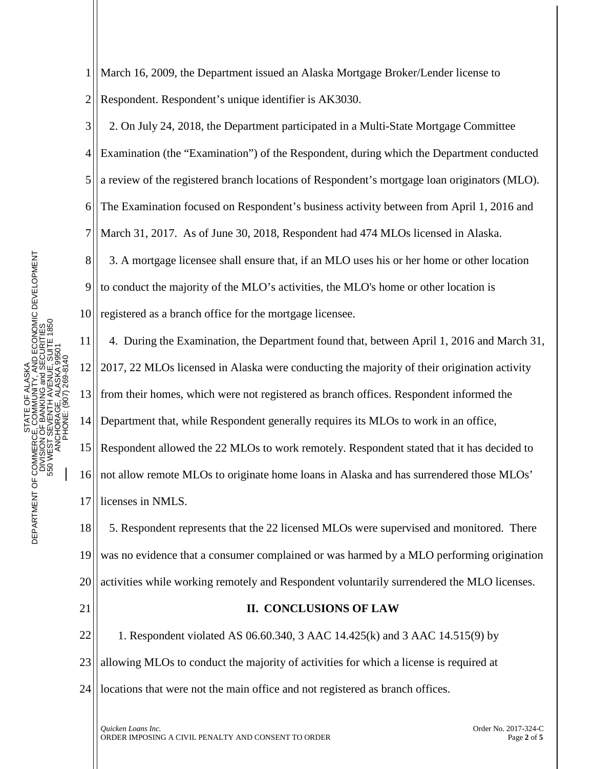March 16, 2009, the Department issued an Alaska Mortgage Broker/Lender license to Respondent. Respondent's unique identifier is AK3030.

2. On July 24, 2018, the Department participated in a Multi-State Mortgage Committee Examination (the "Examination") of the Respondent, during which the Department conducted a review of the registered branch locations of Respondent's mortgage loan originators (MLO). The Examination focused on Respondent's business activity between from April 1, 2016 and March 31, 2017. As of June 30, 2018, Respondent had 474 MLOs licensed in Alaska.

3. A mortgage licensee shall ensure that, if an MLO uses his or her home or other location to conduct the majority of the MLO's activities, the MLO's home or other location is registered as a branch office for the mortgage licensee.

4. During the Examination, the Department found that, between April 1, 2016 and March 31, 2017, 22 MLOs licensed in Alaska were conducting the majority of their origination activity from their homes, which were not registered as branch offices. Respondent informed the Department that, while Respondent generally requires its MLOs to work in an office, Respondent allowed the 22 MLOs to work remotely. Respondent stated that it has decided to not allow remote MLOs to originate home loans in Alaska and has surrendered those MLOs' licenses in NMLS.

5. Respondent represents that the 22 licensed MLOs were supervised and monitored. There was no evidence that a consumer complained or was harmed by a MLO performing origination activities while working remotely and Respondent voluntarily surrendered the MLO licenses.

## II. CONCLUSIONS OF LAW

1. Respondent violated AS 06.60.340, 3 AAC 14.425(k) and 3 AAC 14.515(9) by allowing MLOs to conduct the majority of activities for which a license is required at locations that were not the main office and not registered as branch offices.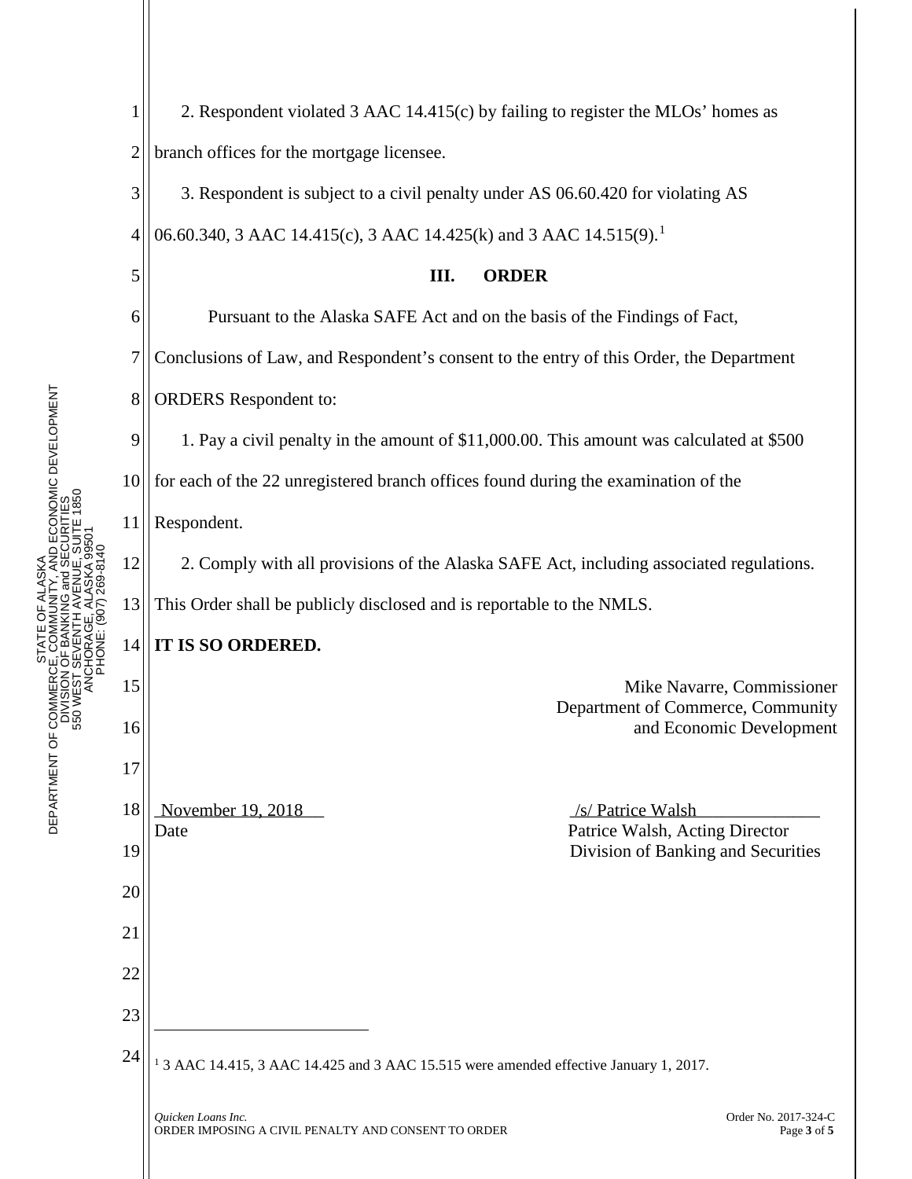2. Respondent violated 3 AAC 14.415(c) by failing to register the MLOs' homes as branch offices for the mortgage licensee.

3. Respondent is subject to a civil penalty under AS 06.60.420 for violating AS 06.60.340, 3 AAC 14.415(c), 3 AAC 14.425(k) and 3 AAC 14.515(9).[1]

## III. ORDER

Pursuant to the Alaska SAFE Act and on the basis of the Findings of Fact, Conclusions of Law, and Respondent's consent to the entry of this Order, the Department ORDERS Respondent to:

1. Pay a civil penalty in the amount of $11,000.00. This amount was calculated at $500 for each of the 22 unregistered branch offices found during the examination of the Respondent.

2. Comply with all provisions of the Alaska SAFE Act, including associated regulations.

This Order shall be publicly disclosed and is reportable to the NMLS.

**IT IS SO ORDERED.**

Mike Navarre, Commissioner
Department of Commerce, Community
and Economic Development

November 19, 2018
Date

/s/ Patrice Walsh
Patrice Walsh, Acting Director
Division of Banking and Securities

[1] 3 AAC 14.415, 3 AAC 14.425 and 3 AAC 15.515 were amended effective January 1, 2017.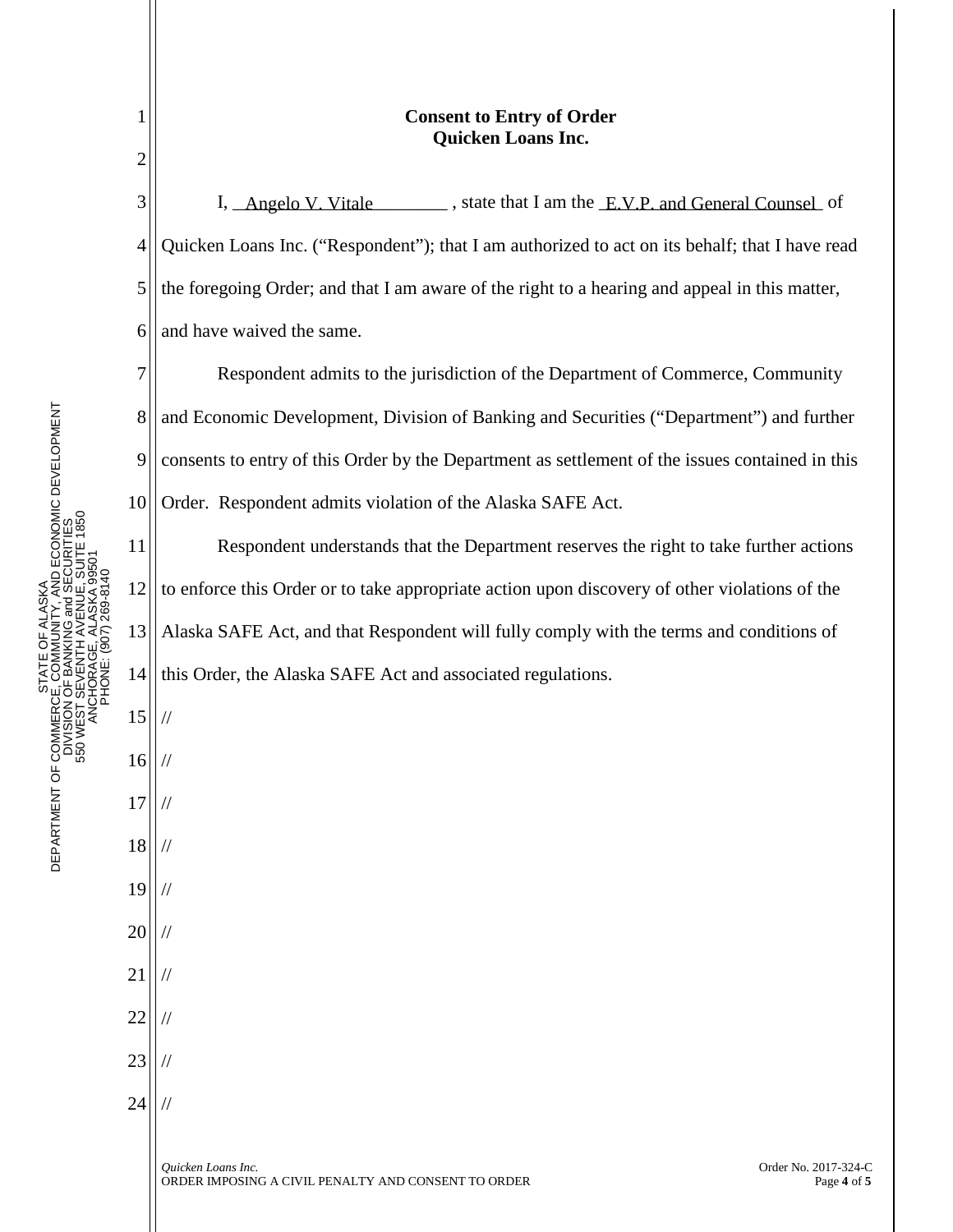**Consent to Entry of Order**
**Quicken Loans Inc.**

I, Angelo V. Vitale , state that I am the E.V.P. and General Counsel of Quicken Loans Inc. ("Respondent"); that I am authorized to act on its behalf; that I have read the foregoing Order; and that I am aware of the right to a hearing and appeal in this matter, and have waived the same.

Respondent admits to the jurisdiction of the Department of Commerce, Community and Economic Development, Division of Banking and Securities ("Department") and further consents to entry of this Order by the Department as settlement of the issues contained in this Order. Respondent admits violation of the Alaska SAFE Act.

Respondent understands that the Department reserves the right to take further actions to enforce this Order or to take appropriate action upon discovery of other violations of the Alaska SAFE Act, and that Respondent will fully comply with the terms and conditions of this Order, the Alaska SAFE Act and associated regulations.

//

//

//

//

//

//

//

//

//

//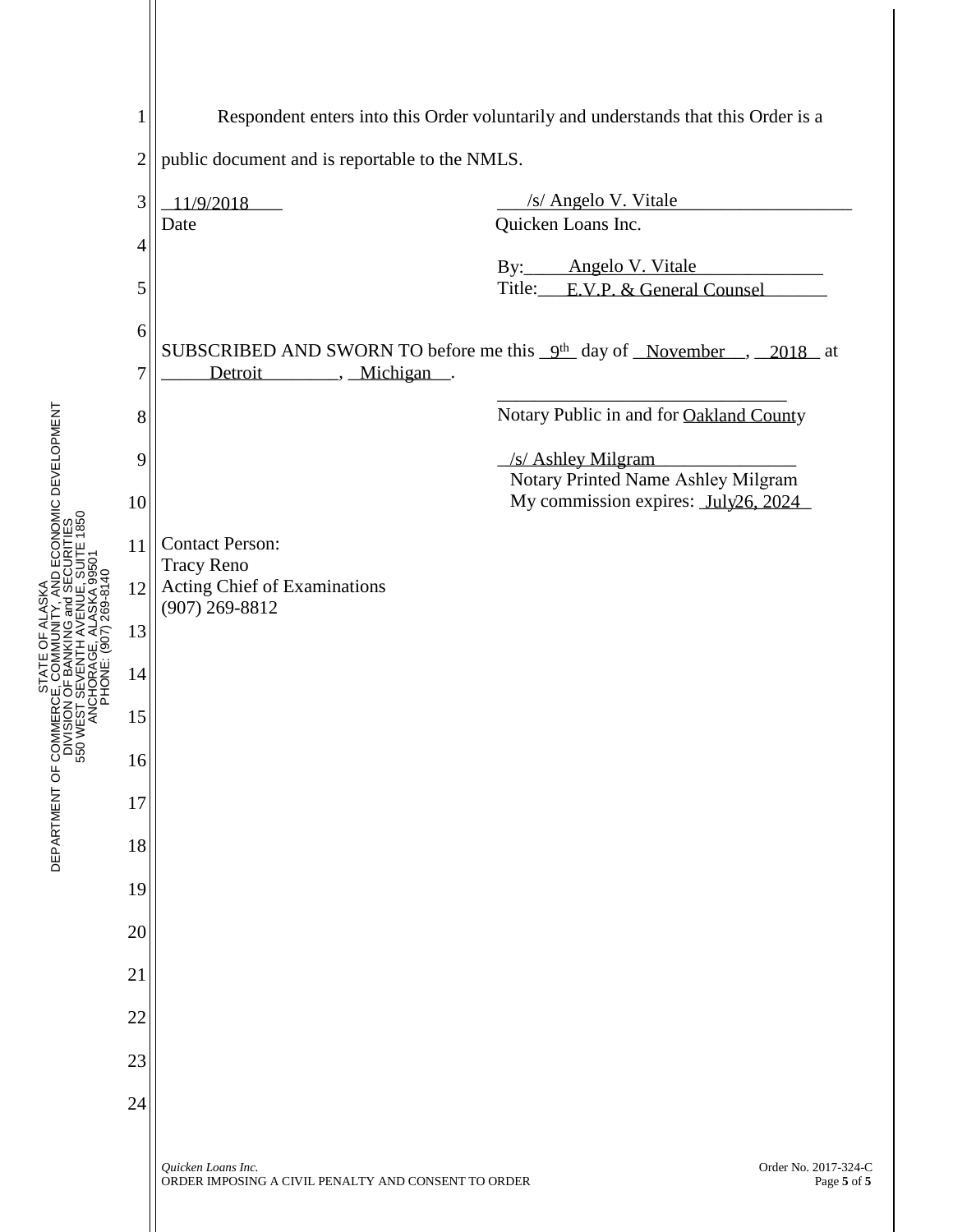Respondent enters into this Order voluntarily and understands that this Order is a public document and is reportable to the NMLS.

11/9/2018
Date

/s/ Angelo V. Vitale
Quicken Loans Inc.

By: Angelo V. Vitale
Title: E.V.P. & General Counsel

SUBSCRIBED AND SWORN TO before me this 9th day of November, 2018 at Detroit, Michigan.

Notary Public in and for Oakland County

/s/ Ashley Milgram
Notary Printed Name Ashley Milgram
My commission expires: July26, 2024

Contact Person:
Tracy Reno
Acting Chief of Examinations
(907) 269-8812